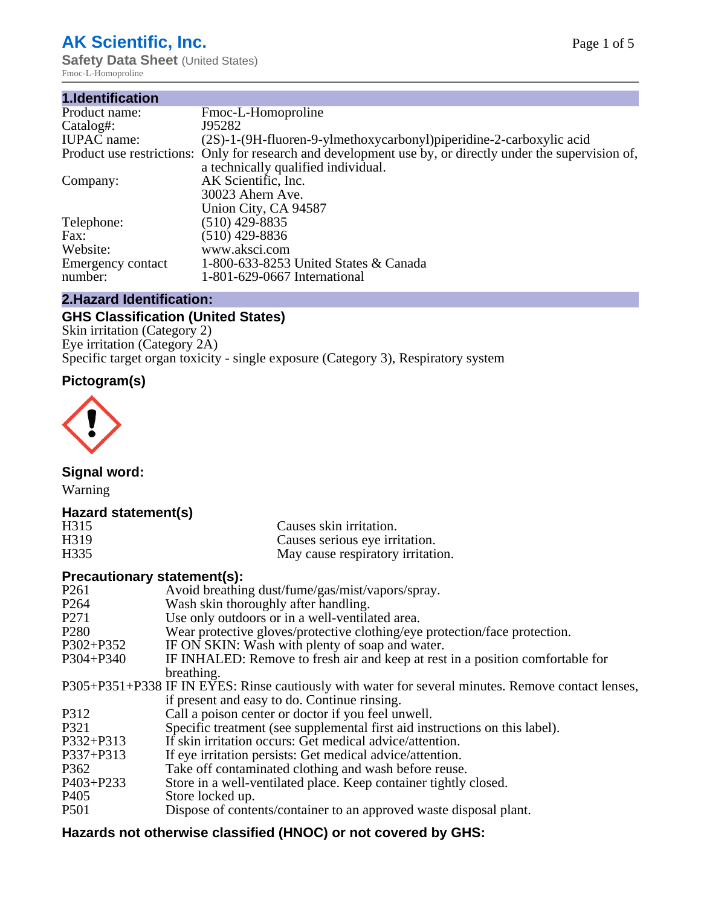# AK Scientific, Inc.

**Safety Data Sheet** (United States)

Fmoc-L-Homoproline

## 1.Identification

| | |
|---|---|
| Product name: | Fmoc-L-Homoproline |
| Catalog#: | J95282 |
| IUPAC name: | (2S)-1-(9H-fluoren-9-ylmethoxycarbonyl)piperidine-2-carboxylic acid |
| Product use restrictions: | Only for research and development use by, or directly under the supervision of, a technically qualified individual. |
| Company: | AK Scientific, Inc.<br>30023 Ahern Ave.<br>Union City, CA 94587 |
| Telephone: | (510) 429-8835 |
| Fax: | (510) 429-8836 |
| Website: | www.aksci.com |
| Emergency contact number: | 1-800-633-8253 United States & Canada<br>1-801-629-0667 International |

## 2.Hazard Identification:

### GHS Classification (United States)

Skin irritation (Category 2)
Eye irritation (Category 2A)
Specific target organ toxicity - single exposure (Category 3), Respiratory system

### Pictogram(s)

### Signal word:

Warning

### Hazard statement(s)

| | |
|---|---|
| H315 | Causes skin irritation. |
| H319 | Causes serious eye irritation. |
| H335 | May cause respiratory irritation. |

### Precautionary statement(s):

| | |
|---|---|
| P261 | Avoid breathing dust/fume/gas/mist/vapors/spray. |
| P264 | Wash skin thoroughly after handling. |
| P271 | Use only outdoors or in a well-ventilated area. |
| P280 | Wear protective gloves/protective clothing/eye protection/face protection. |
| P302+P352 | IF ON SKIN: Wash with plenty of soap and water. |
| P304+P340 | IF INHALED: Remove to fresh air and keep at rest in a position comfortable for breathing. |
| P305+P351+P338 | IF IN EYES: Rinse cautiously with water for several minutes. Remove contact lenses, if present and easy to do. Continue rinsing. |
| P312 | Call a poison center or doctor if you feel unwell. |
| P321 | Specific treatment (see supplemental first aid instructions on this label). |
| P332+P313 | If skin irritation occurs: Get medical advice/attention. |
| P337+P313 | If eye irritation persists: Get medical advice/attention. |
| P362 | Take off contaminated clothing and wash before reuse. |
| P403+P233 | Store in a well-ventilated place. Keep container tightly closed. |
| P405 | Store locked up. |
| P501 | Dispose of contents/container to an approved waste disposal plant. |

### Hazards not otherwise classified (HNOC) or not covered by GHS: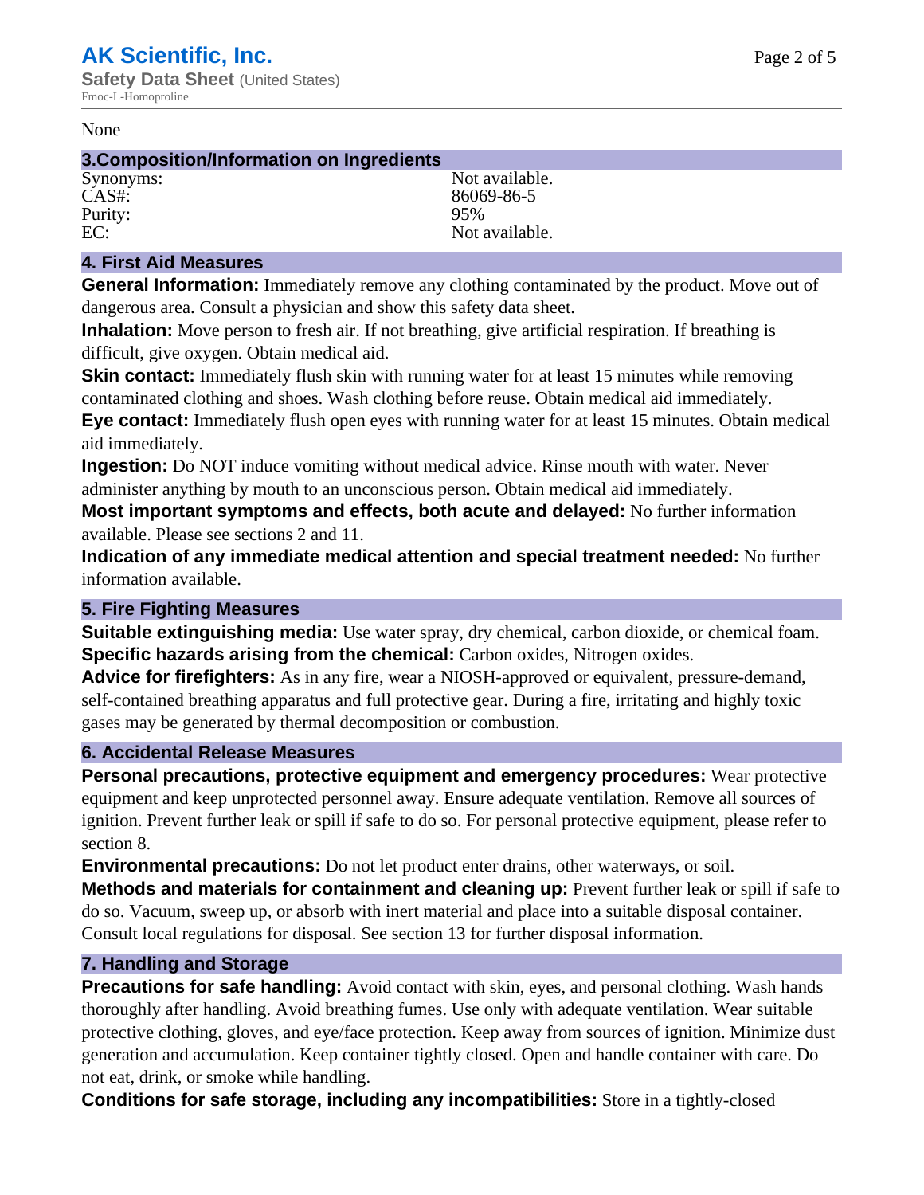None

## 3.Composition/Information on Ingredients

| | |
|---|---|
| Synonyms: | Not available. |
| CAS#: | 86069-86-5 |
| Purity: | 95% |
| EC: | Not available. |

## 4. First Aid Measures

**General Information:** Immediately remove any clothing contaminated by the product. Move out of dangerous area. Consult a physician and show this safety data sheet.

**Inhalation:** Move person to fresh air. If not breathing, give artificial respiration. If breathing is difficult, give oxygen. Obtain medical aid.

**Skin contact:** Immediately flush skin with running water for at least 15 minutes while removing contaminated clothing and shoes. Wash clothing before reuse. Obtain medical aid immediately.

**Eye contact:** Immediately flush open eyes with running water for at least 15 minutes. Obtain medical aid immediately.

**Ingestion:** Do NOT induce vomiting without medical advice. Rinse mouth with water. Never administer anything by mouth to an unconscious person. Obtain medical aid immediately.

**Most important symptoms and effects, both acute and delayed:** No further information available. Please see sections 2 and 11.

**Indication of any immediate medical attention and special treatment needed:** No further information available.

## 5. Fire Fighting Measures

**Suitable extinguishing media:** Use water spray, dry chemical, carbon dioxide, or chemical foam.

**Specific hazards arising from the chemical:** Carbon oxides, Nitrogen oxides.

**Advice for firefighters:** As in any fire, wear a NIOSH-approved or equivalent, pressure-demand, self-contained breathing apparatus and full protective gear. During a fire, irritating and highly toxic gases may be generated by thermal decomposition or combustion.

## 6. Accidental Release Measures

**Personal precautions, protective equipment and emergency procedures:** Wear protective equipment and keep unprotected personnel away. Ensure adequate ventilation. Remove all sources of ignition. Prevent further leak or spill if safe to do so. For personal protective equipment, please refer to section 8.

**Environmental precautions:** Do not let product enter drains, other waterways, or soil.

**Methods and materials for containment and cleaning up:** Prevent further leak or spill if safe to do so. Vacuum, sweep up, or absorb with inert material and place into a suitable disposal container. Consult local regulations for disposal. See section 13 for further disposal information.

## 7. Handling and Storage

**Precautions for safe handling:** Avoid contact with skin, eyes, and personal clothing. Wash hands thoroughly after handling. Avoid breathing fumes. Use only with adequate ventilation. Wear suitable protective clothing, gloves, and eye/face protection. Keep away from sources of ignition. Minimize dust generation and accumulation. Keep container tightly closed. Open and handle container with care. Do not eat, drink, or smoke while handling.

**Conditions for safe storage, including any incompatibilities:** Store in a tightly-closed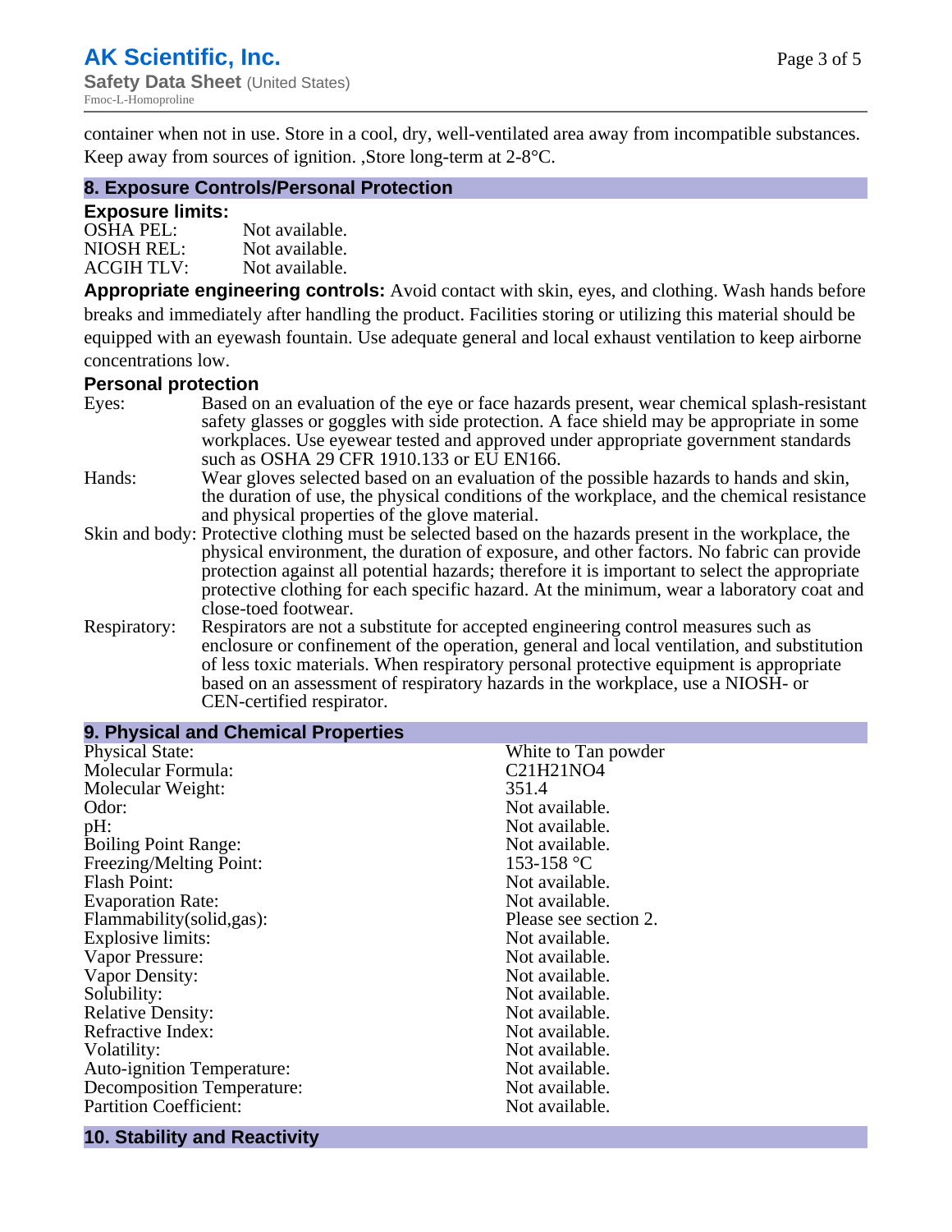container when not in use. Store in a cool, dry, well-ventilated area away from incompatible substances. Keep away from sources of ignition. ,Store long-term at 2-8°C.

## 8. Exposure Controls/Personal Protection

### Exposure limits:

| | |
|---|---|
| OSHA PEL: | Not available. |
| NIOSH REL: | Not available. |
| ACGIH TLV: | Not available. |

**Appropriate engineering controls:** Avoid contact with skin, eyes, and clothing. Wash hands before breaks and immediately after handling the product. Facilities storing or utilizing this material should be equipped with an eyewash fountain. Use adequate general and local exhaust ventilation to keep airborne concentrations low.

### Personal protection

| | |
|---|---|
| Eyes: | Based on an evaluation of the eye or face hazards present, wear chemical splash-resistant safety glasses or goggles with side protection. A face shield may be appropriate in some workplaces. Use eyewear tested and approved under appropriate government standards such as OSHA 29 CFR 1910.133 or EU EN166. |
| Hands: | Wear gloves selected based on an evaluation of the possible hazards to hands and skin, the duration of use, the physical conditions of the workplace, and the chemical resistance and physical properties of the glove material. |
| Skin and body: | Protective clothing must be selected based on the hazards present in the workplace, the physical environment, the duration of exposure, and other factors. No fabric can provide protection against all potential hazards; therefore it is important to select the appropriate protective clothing for each specific hazard. At the minimum, wear a laboratory coat and close-toed footwear. |
| Respiratory: | Respirators are not a substitute for accepted engineering control measures such as enclosure or confinement of the operation, general and local ventilation, and substitution of less toxic materials. When respiratory personal protective equipment is appropriate based on an assessment of respiratory hazards in the workplace, use a NIOSH- or CEN-certified respirator. |

## 9. Physical and Chemical Properties

| | |
|---|---|
| Physical State: | White to Tan powder |
| Molecular Formula: | $C_{21}H_{21}NO_4$ |
| Molecular Weight: | 351.4 |
| Odor: | Not available. |
| pH: | Not available. |
| Boiling Point Range: | Not available. |
| Freezing/Melting Point: | 153-158 °C |
| Flash Point: | Not available. |
| Evaporation Rate: | Not available. |
| Flammability(solid,gas): | Please see section 2. |
| Explosive limits: | Not available. |
| Vapor Pressure: | Not available. |
| Vapor Density: | Not available. |
| Solubility: | Not available. |
| Relative Density: | Not available. |
| Refractive Index: | Not available. |
| Volatility: | Not available. |
| Auto-ignition Temperature: | Not available. |
| Decomposition Temperature: | Not available. |
| Partition Coefficient: | Not available. |

## 10. Stability and Reactivity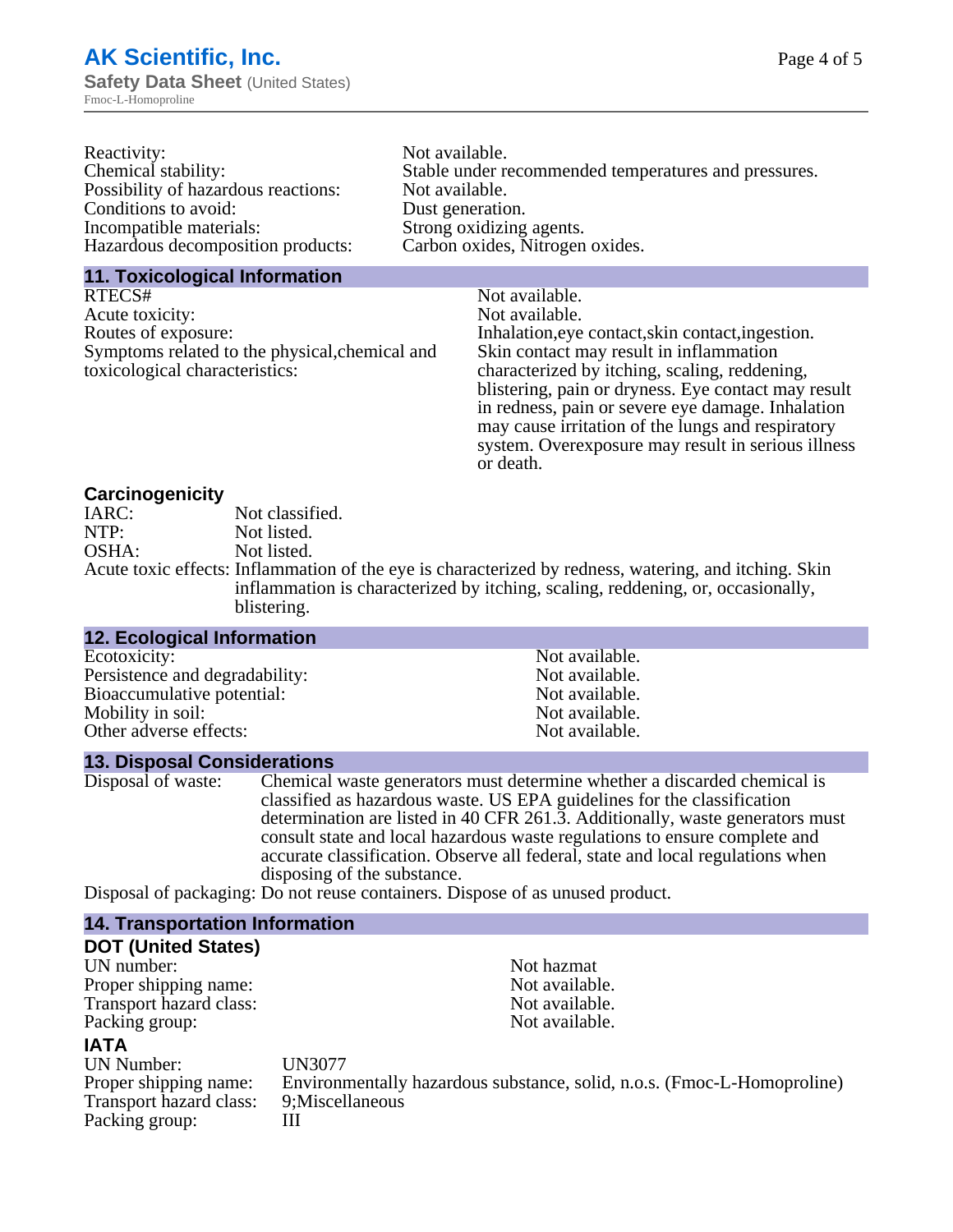| | |
|---|---|
| Reactivity: | Not available. |
| Chemical stability: | Stable under recommended temperatures and pressures. |
| Possibility of hazardous reactions: | Not available. |
| Conditions to avoid: | Dust generation. |
| Incompatible materials: | Strong oxidizing agents. |
| Hazardous decomposition products: | Carbon oxides, Nitrogen oxides. |

## 11. Toxicological Information

| | |
|---|---|
| RTECS# | Not available. |
| Acute toxicity: | Not available. |
| Routes of exposure: | Inhalation,eye contact,skin contact,ingestion. |
| Symptoms related to the physical,chemical and toxicological characteristics: | Skin contact may result in inflammation characterized by itching, scaling, reddening, blistering, pain or dryness. Eye contact may result in redness, pain or severe eye damage. Inhalation may cause irritation of the lungs and respiratory system. Overexposure may result in serious illness or death. |

### Carcinogenicity

| | |
|---|---|
| IARC: | Not classified. |
| NTP: | Not listed. |
| OSHA: | Not listed. |
| Acute toxic effects: | Inflammation of the eye is characterized by redness, watering, and itching. Skin inflammation is characterized by itching, scaling, reddening, or, occasionally, blistering. |

## 12. Ecological Information

| | |
|---|---|
| Ecotoxicity: | Not available. |
| Persistence and degradability: | Not available. |
| Bioaccumulative potential: | Not available. |
| Mobility in soil: | Not available. |
| Other adverse effects: | Not available. |

## 13. Disposal Considerations

Disposal of waste: Chemical waste generators must determine whether a discarded chemical is classified as hazardous waste. US EPA guidelines for the classification determination are listed in 40 CFR 261.3. Additionally, waste generators must consult state and local hazardous waste regulations to ensure complete and accurate classification. Observe all federal, state and local regulations when disposing of the substance.

Disposal of packaging: Do not reuse containers. Dispose of as unused product.

## 14. Transportation Information

### DOT (United States)

| | |
|---|---|
| UN number: | Not hazmat |
| Proper shipping name: | Not available. |
| Transport hazard class: | Not available. |
| Packing group: | Not available. |

### IATA

| | |
|---|---|
| UN Number: | UN3077 |
| Proper shipping name: | Environmentally hazardous substance, solid, n.o.s. (Fmoc-L-Homoproline) |
| Transport hazard class: | 9;Miscellaneous |
| Packing group: | III |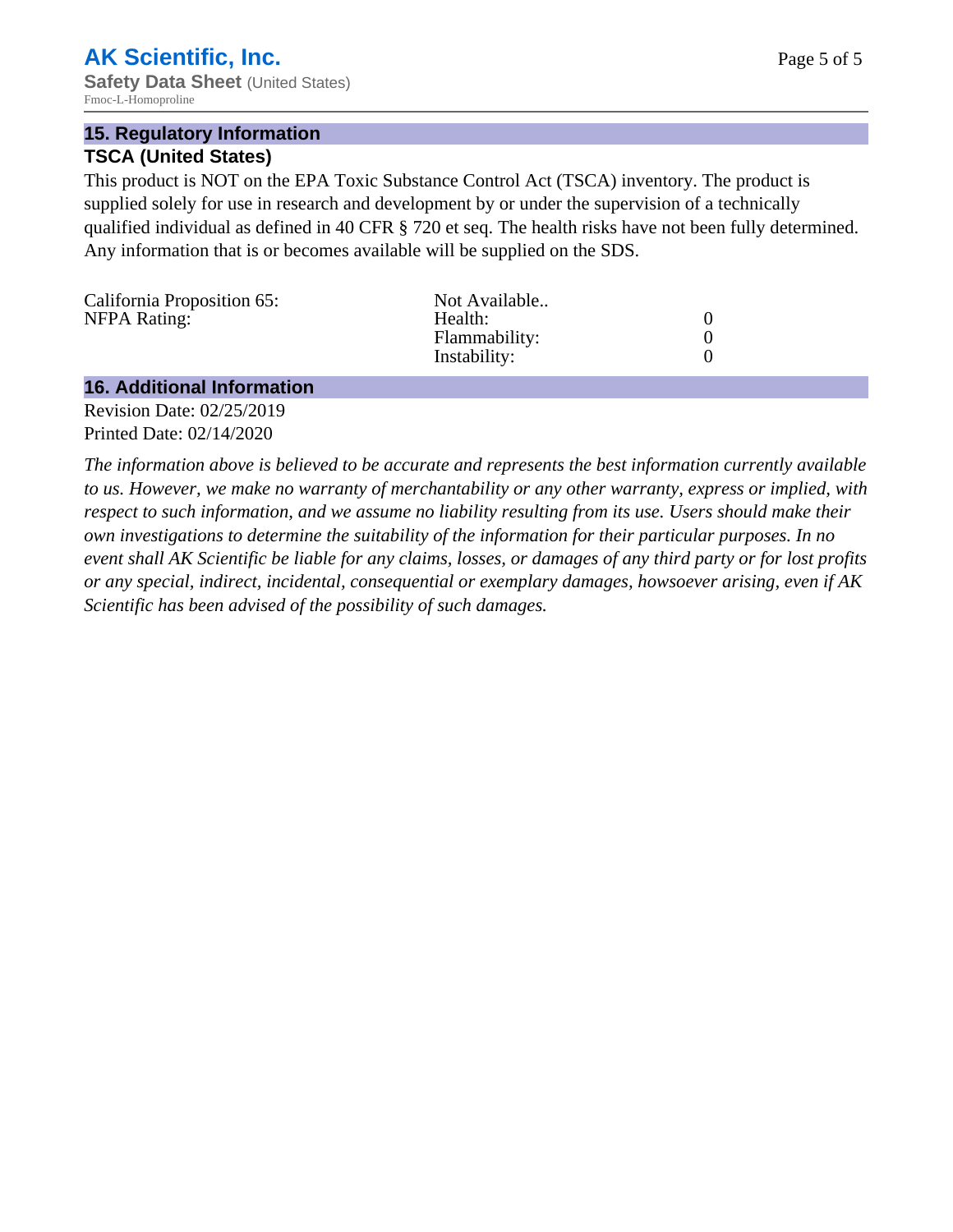## 15. Regulatory Information

### TSCA (United States)

This product is NOT on the EPA Toxic Substance Control Act (TSCA) inventory. The product is supplied solely for use in research and development by or under the supervision of a technically qualified individual as defined in 40 CFR § 720 et seq. The health risks have not been fully determined. Any information that is or becomes available will be supplied on the SDS.

| | | |
|---|---|---|
| California Proposition 65: | Not Available.. | |
| NFPA Rating: | Health: | 0 |
| | Flammability: | 0 |
| | Instability: | 0 |

## 16. Additional Information

Revision Date: 02/25/2019
Printed Date: 02/14/2020

*The information above is believed to be accurate and represents the best information currently available to us. However, we make no warranty of merchantability or any other warranty, express or implied, with respect to such information, and we assume no liability resulting from its use. Users should make their own investigations to determine the suitability of the information for their particular purposes. In no event shall AK Scientific be liable for any claims, losses, or damages of any third party or for lost profits or any special, indirect, incidental, consequential or exemplary damages, howsoever arising, even if AK Scientific has been advised of the possibility of such damages.*